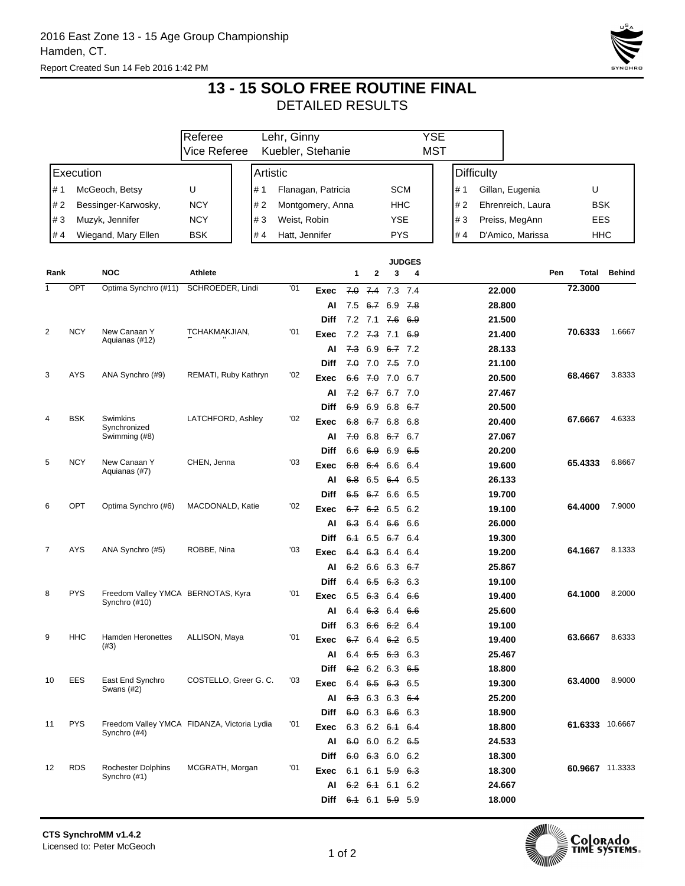2016 East Zone 13 - 15 Age Group Championship
Hamden, CT.
Report Created Sun 14 Feb 2016 1:42 PM

# 13 - 15 SOLO FREE ROUTINE FINAL
## DETAILED RESULTS

| | | |
|---|---|---|
| Referee | Lehr, Ginny | YSE |
| Vice Referee | Kuebler, Stehanie | MST |

| Execution | | | Artistic | | | Difficulty | | |
|---|---|---|---|---|---|---|---|---|
| # 1 | McGeoch, Betsy | U | # 1 | Flanagan, Patricia | SCM | # 1 | Gillan, Eugenia | U |
| # 2 | Bessinger-Karwosky, | NCY | # 2 | Montgomery, Anna | HHC | # 2 | Ehrenreich, Laura | BSK |
| # 3 | Muzyk, Jennifer | NCY | # 3 | Weist, Robin | YSE | # 3 | Preiss, MegAnn | EES |
| # 4 | Wiegand, Mary Ellen | BSK | # 4 | Hatt, Jennifer | PYS | # 4 | D'Amico, Marissa | HHC |

| Rank | NOC | | Athlete | | | Judge 1 | Judge 2 | Judge 3 | Judge 4 | | Pen | Total | Behind |
|---|---|---|---|---|---|---|---|---|---|---|---|---|---|
| 1 | OPT | Optima Synchro (#11) | SCHROEDER, Lindi | '01 | Exec | ~~7.0~~ | ~~7.4~~ | 7.3 | 7.4 | 22.000 | | 72.3000 | |
| | | | | | AI | 7.5 | ~~6.7~~ | 6.9 | ~~7.8~~ | 28.800 | | | |
| | | | | | Diff | 7.2 | 7.1 | ~~7.6~~ | ~~6.9~~ | 21.500 | | | |
| 2 | NCY | New Canaan Y Aquianas (#12) | TCHAKMAKJIAN, | '01 | Exec | 7.2 | ~~7.3~~ | 7.1 | ~~6.9~~ | 21.400 | | 70.6333 | 1.6667 |
| | | | | | AI | ~~7.3~~ | 6.9 | ~~6.7~~ | 7.2 | 28.133 | | | |
| | | | | | Diff | ~~7.0~~ | 7.0 | ~~7.5~~ | 7.0 | 21.100 | | | |
| 3 | AYS | ANA Synchro (#9) | REMATI, Ruby Kathryn | '02 | Exec | ~~6.6~~ | ~~7.0~~ | 7.0 | 6.7 | 20.500 | | 68.4667 | 3.8333 |
| | | | | | AI | ~~7.2~~ | ~~6.7~~ | 6.7 | 7.0 | 27.467 | | | |
| | | | | | Diff | ~~6.9~~ | 6.9 | 6.8 | ~~6.7~~ | 20.500 | | | |
| 4 | BSK | Swimkins Synchronized Swimming (#8) | LATCHFORD, Ashley | '02 | Exec | ~~6.8~~ | ~~6.7~~ | 6.8 | 6.8 | 20.400 | | 67.6667 | 4.6333 |
| | | | | | AI | ~~7.0~~ | 6.8 | ~~6.7~~ | 6.7 | 27.067 | | | |
| | | | | | Diff | 6.6 | ~~6.9~~ | 6.9 | ~~6.5~~ | 20.200 | | | |
| 5 | NCY | New Canaan Y Aquianas (#7) | CHEN, Jenna | '03 | Exec | ~~6.8~~ | ~~6.4~~ | 6.6 | 6.4 | 19.600 | | 65.4333 | 6.8667 |
| | | | | | AI | ~~6.8~~ | 6.5 | ~~6.4~~ | 6.5 | 26.133 | | | |
| | | | | | Diff | ~~6.5~~ | ~~6.7~~ | 6.6 | 6.5 | 19.700 | | | |
| 6 | OPT | Optima Synchro (#6) | MACDONALD, Katie | '02 | Exec | ~~6.7~~ | ~~6.2~~ | 6.5 | 6.2 | 19.100 | | 64.4000 | 7.9000 |
| | | | | | AI | ~~6.3~~ | 6.4 | ~~6.6~~ | 6.6 | 26.000 | | | |
| | | | | | Diff | ~~6.1~~ | 6.5 | ~~6.7~~ | 6.4 | 19.300 | | | |
| 7 | AYS | ANA Synchro (#5) | ROBBE, Nina | '03 | Exec | ~~6.4~~ | ~~6.3~~ | 6.4 | 6.4 | 19.200 | | 64.1667 | 8.1333 |
| | | | | | AI | ~~6.2~~ | 6.6 | 6.3 | ~~6.7~~ | 25.867 | | | |
| | | | | | Diff | 6.4 | ~~6.5~~ | ~~6.3~~ | 6.3 | 19.100 | | | |
| 8 | PYS | Freedom Valley YMCA Synchro (#10) | BERNOTAS, Kyra | '01 | Exec | 6.5 | ~~6.3~~ | 6.4 | ~~6.6~~ | 19.400 | | 64.1000 | 8.2000 |
| | | | | | AI | 6.4 | ~~6.3~~ | 6.4 | ~~6.6~~ | 25.600 | | | |
| | | | | | Diff | 6.3 | ~~6.6~~ | ~~6.2~~ | 6.4 | 19.100 | | | |
| 9 | HHC | Hamden Heronettes (#3) | ALLISON, Maya | '01 | Exec | ~~6.7~~ | 6.4 | ~~6.2~~ | 6.5 | 19.400 | | 63.6667 | 8.6333 |
| | | | | | AI | 6.4 | ~~6.5~~ | ~~6.3~~ | 6.3 | 25.467 | | | |
| | | | | | Diff | ~~6.2~~ | 6.2 | 6.3 | ~~6.5~~ | 18.800 | | | |
| 10 | EES | East End Synchro Swans (#2) | COSTELLO, Greer G. C. | '03 | Exec | 6.4 | ~~6.5~~ | ~~6.3~~ | 6.5 | 19.300 | | 63.4000 | 8.9000 |
| | | | | | AI | ~~6.3~~ | 6.3 | 6.3 | ~~6.4~~ | 25.200 | | | |
| | | | | | Diff | ~~6.0~~ | 6.3 | ~~6.6~~ | 6.3 | 18.900 | | | |
| 11 | PYS | Freedom Valley YMCA Synchro (#4) | FIDANZA, Victoria Lydia | '01 | Exec | 6.3 | 6.2 | ~~6.1~~ | ~~6.4~~ | 18.800 | | 61.6333 | 10.6667 |
| | | | | | AI | ~~6.0~~ | 6.0 | 6.2 | ~~6.5~~ | 24.533 | | | |
| | | | | | Diff | ~~6.0~~ | ~~6.3~~ | 6.0 | 6.2 | 18.300 | | | |
| 12 | RDS | Rochester Dolphins Synchro (#1) | MCGRATH, Morgan | '01 | Exec | 6.1 | 6.1 | ~~5.9~~ | ~~6.3~~ | 18.300 | | 60.9667 | 11.3333 |
| | | | | | AI | ~~6.2~~ | ~~6.1~~ | 6.1 | 6.2 | 24.667 | | | |
| | | | | | Diff | ~~6.1~~ | 6.1 | ~~5.9~~ | 5.9 | 18.000 | | | |

CTS SynchroMM v1.4.2
Licensed to: Peter McGeoch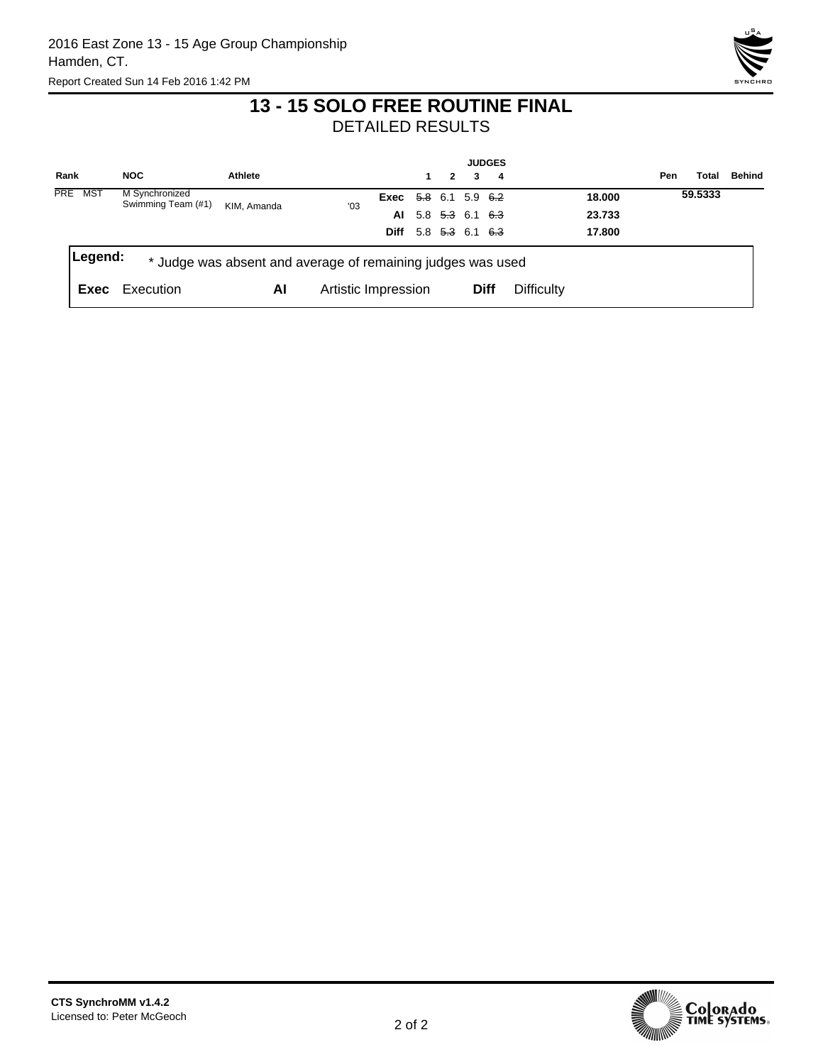2016 East Zone 13 - 15 Age Group Championship
Hamden, CT.

Report Created Sun 14 Feb 2016 1:42 PM

# 13 - 15 SOLO FREE ROUTINE FINAL

## DETAILED RESULTS

| Rank | NOC | Athlete | | | JUDGES 1 | 2 | 3 | 4 | | Pen | Total | Behind |
|---|---|---|---|---|---|---|---|---|---|---|---|---|
| PRE MST | M Synchronized Swimming Team (#1) | KIM, Amanda | '03 | Exec | ~~5.8~~ | 6.1 | 5.9 | ~~6.2~~ | 18.000 | | 59.5333 | |
| | | | | AI | 5.8 | ~~5.3~~ | 6.1 | ~~6.3~~ | 23.733 | | | |
| | | | | Diff | 5.8 | ~~5.3~~ | 6.1 | ~~6.3~~ | 17.800 | | | |

**Legend:** * Judge was absent and average of remaining judges was used

**Exec** Execution **AI** Artistic Impression **Diff** Difficulty

CTS SynchroMM v1.4.2
Licensed to: Peter McGeoch